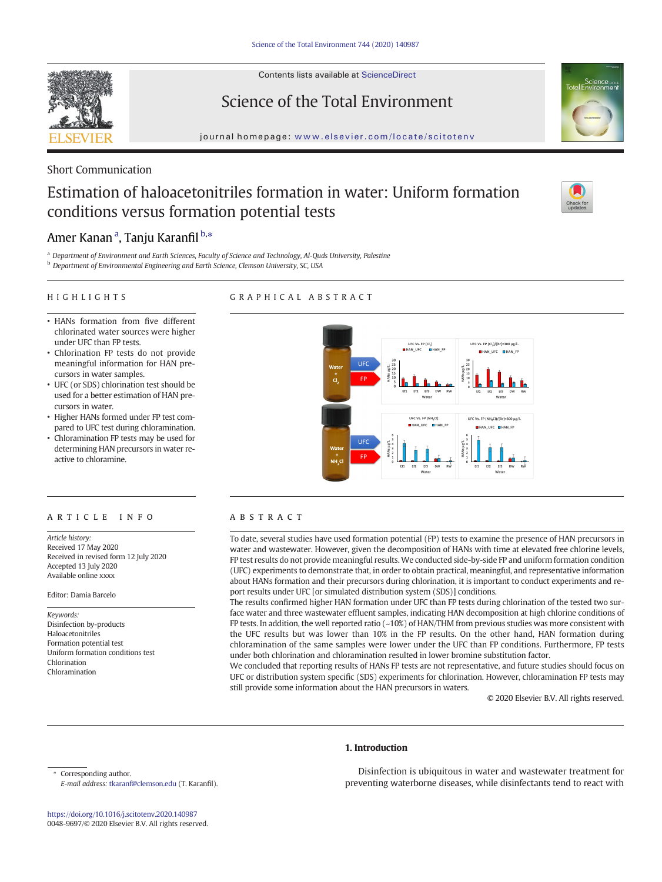Short Communication

# Estimation of haloacetonitriles formation in water: Uniform formation conditions versus formation potential tests

Amer Kanan [a], Tanju Karanfil [b,*]

[a] Department of Environment and Earth Sciences, Faculty of Science and Technology, Al-Quds University, Palestine
[b] Department of Environmental Engineering and Earth Science, Clemson University, SC, USA

## HIGHLIGHTS

- HANs formation from five different chlorinated water sources were higher under UFC than FP tests.
- Chlorination FP tests do not provide meaningful information for HAN precursors in water samples.
- UFC (or SDS) chlorination test should be used for a better estimation of HAN precursors in water.
- Higher HANs formed under FP test compared to UFC test during chloramination.
- Chloramination FP tests may be used for determining HAN precursors in water reactive to chloramine.

## GRAPHICAL ABSTRACT

## ARTICLE INFO

*Article history:*
Received 17 May 2020
Received in revised form 12 July 2020
Accepted 13 July 2020
Available online xxxx

Editor: Damia Barcelo

*Keywords:*
Disinfection by-products
Haloacetonitriles
Formation potential test
Uniform formation conditions test
Chlorination
Chloramination

## ABSTRACT

To date, several studies have used formation potential (FP) tests to examine the presence of HAN precursors in water and wastewater. However, given the decomposition of HANs with time at elevated free chlorine levels, FP test results do not provide meaningful results. We conducted side-by-side FP and uniform formation condition (UFC) experiments to demonstrate that, in order to obtain practical, meaningful, and representative information about HANs formation and their precursors during chlorination, it is important to conduct experiments and report results under UFC [or simulated distribution system (SDS)] conditions.

The results confirmed higher HAN formation under UFC than FP tests during chlorination of the tested two surface water and three wastewater effluent samples, indicating HAN decomposition at high chlorine conditions of FP tests. In addition, the well reported ratio (~10%) of HAN/THM from previous studies was more consistent with the UFC results but was lower than 10% in the FP results. On the other hand, HAN formation during chloramination of the same samples were lower under the UFC than FP conditions. Furthermore, FP tests under both chlorination and chloramination resulted in lower bromine substitution factor.

We concluded that reporting results of HANs FP tests are not representative, and future studies should focus on UFC or distribution system specific (SDS) experiments for chlorination. However, chloramination FP tests may still provide some information about the HAN precursors in waters.

© 2020 Elsevier B.V. All rights reserved.

## 1. Introduction

Disinfection is ubiquitous in water and wastewater treatment for preventing waterborne diseases, while disinfectants tend to react with

* Corresponding author.
*E-mail address:* tkaranf@clemson.edu (T. Karanfil).

https://doi.org/10.1016/j.scitotenv.2020.140987
0048-9697/© 2020 Elsevier B.V. All rights reserved.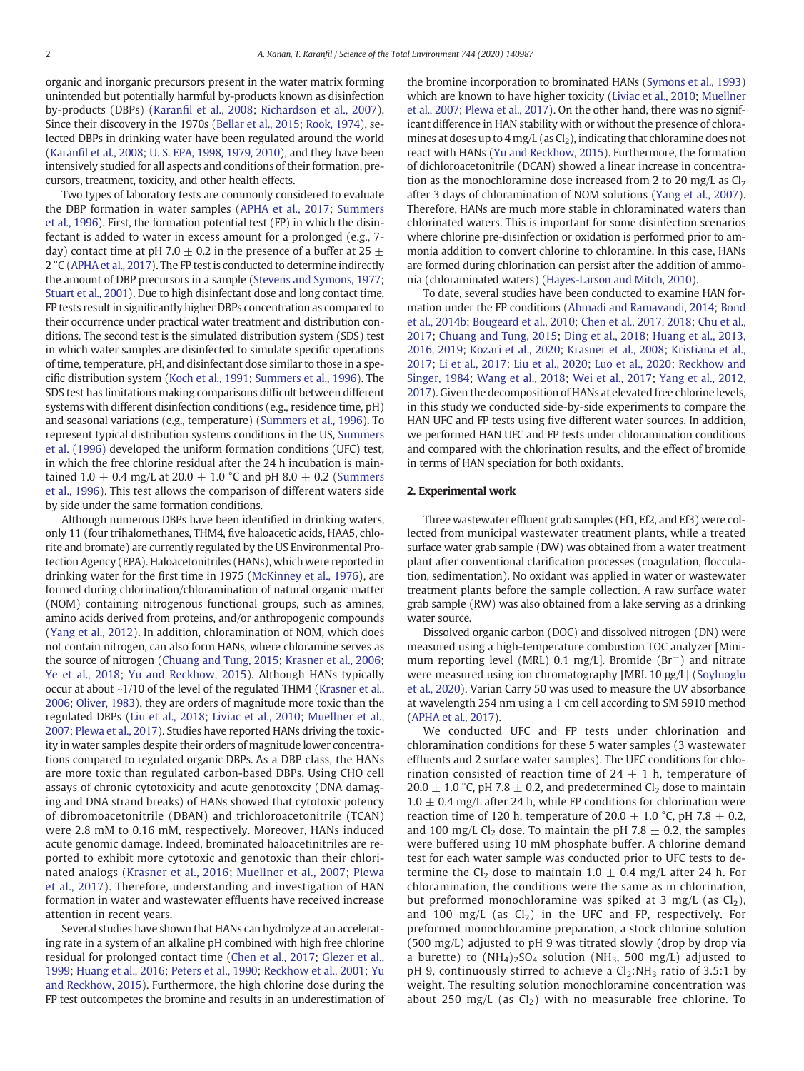organic and inorganic precursors present in the water matrix forming unintended but potentially harmful by-products known as disinfection by-products (DBPs) (Karanfil et al., 2008; Richardson et al., 2007). Since their discovery in the 1970s (Bellar et al., 2015; Rook, 1974), selected DBPs in drinking water have been regulated around the world (Karanfil et al., 2008; U. S. EPA, 1998, 1979, 2010), and they have been intensively studied for all aspects and conditions of their formation, precursors, treatment, toxicity, and other health effects.

Two types of laboratory tests are commonly considered to evaluate the DBP formation in water samples (APHA et al., 2017; Summers et al., 1996). First, the formation potential test (FP) in which the disinfectant is added to water in excess amount for a prolonged (e.g., 7-day) contact time at pH 7.0 ± 0.2 in the presence of a buffer at 25 ± 2 °C (APHA et al., 2017). The FP test is conducted to determine indirectly the amount of DBP precursors in a sample (Stevens and Symons, 1977; Stuart et al., 2001). Due to high disinfectant dose and long contact time, FP tests result in significantly higher DBPs concentration as compared to their occurrence under practical water treatment and distribution conditions. The second test is the simulated distribution system (SDS) test in which water samples are disinfected to simulate specific operations of time, temperature, pH, and disinfectant dose similar to those in a specific distribution system (Koch et al., 1991; Summers et al., 1996). The SDS test has limitations making comparisons difficult between different systems with different disinfection conditions (e.g., residence time, pH) and seasonal variations (e.g., temperature) (Summers et al., 1996). To represent typical distribution systems conditions in the US, Summers et al. (1996) developed the uniform formation conditions (UFC) test, in which the free chlorine residual after the 24 h incubation is maintained 1.0 ± 0.4 mg/L at 20.0 ± 1.0 °C and pH 8.0 ± 0.2 (Summers et al., 1996). This test allows the comparison of different waters side by side under the same formation conditions.

Although numerous DBPs have been identified in drinking waters, only 11 (four trihalomethanes, THM4, five haloacetic acids, HAA5, chlorite and bromate) are currently regulated by the US Environmental Protection Agency (EPA). Haloacetonitriles (HANs), which were reported in drinking water for the first time in 1975 (McKinney et al., 1976), are formed during chlorination/chloramination of natural organic matter (NOM) containing nitrogenous functional groups, such as amines, amino acids derived from proteins, and/or anthropogenic compounds (Yang et al., 2012). In addition, chloramination of NOM, which does not contain nitrogen, can also form HANs, where chloramine serves as the source of nitrogen (Chuang and Tung, 2015; Krasner et al., 2006; Ye et al., 2018; Yu and Reckhow, 2015). Although HANs typically occur at about ~1/10 of the level of the regulated THM4 (Krasner et al., 2006; Oliver, 1983), they are orders of magnitude more toxic than the regulated DBPs (Liu et al., 2018; Liviac et al., 2010; Muellner et al., 2007; Plewa et al., 2017). Studies have reported HANs driving the toxicity in water samples despite their orders of magnitude lower concentrations compared to regulated organic DBPs. As a DBP class, the HANs are more toxic than regulated carbon-based DBPs. Using CHO cell assays of chronic cytotoxicity and acute genotoxicity (DNA damaging and DNA strand breaks) of HANs showed that cytotoxic potency of dibromoacetonitrile (DBAN) and trichloroacetonitrile (TCAN) were 2.8 mM to 0.16 mM, respectively. Moreover, HANs induced acute genomic damage. Indeed, brominated haloacetinitriles are reported to exhibit more cytotoxic and genotoxic than their chlorinated analogs (Krasner et al., 2016; Muellner et al., 2007; Plewa et al., 2017). Therefore, understanding and investigation of HAN formation in water and wastewater effluents have received increase attention in recent years.

Several studies have shown that HANs can hydrolyze at an accelerating rate in a system of an alkaline pH combined with high free chlorine residual for prolonged contact time (Chen et al., 2017; Glezer et al., 1999; Huang et al., 2016; Peters et al., 1990; Reckhow et al., 2001; Yu and Reckhow, 2015). Furthermore, the high chlorine dose during the FP test outcompetes the bromine and results in an underestimation of the bromine incorporation to brominated HANs (Symons et al., 1993) which are known to have higher toxicity (Liviac et al., 2010; Muellner et al., 2007; Plewa et al., 2017). On the other hand, there was no significant difference in HAN stability with or without the presence of chloramines at doses up to 4 mg/L (as $Cl_2$), indicating that chloramine does not react with HANs (Yu and Reckhow, 2015). Furthermore, the formation of dichloroacetonitrile (DCAN) showed a linear increase in concentration as the monochloramine dose increased from 2 to 20 mg/L as $Cl_2$ after 3 days of chloramination of NOM solutions (Yang et al., 2007). Therefore, HANs are much more stable in chloraminated waters than chlorinated waters. This is important for some disinfection scenarios where chlorine pre-disinfection or oxidation is performed prior to ammonia addition to convert chlorine to chloramine. In this case, HANs are formed during chlorination can persist after the addition of ammonia (chloraminated waters) (Hayes-Larson and Mitch, 2010).

To date, several studies have been conducted to examine HAN formation under the FP conditions (Ahmadi and Ramavandi, 2014; Bond et al., 2014b; Bougeard et al., 2010; Chen et al., 2017, 2018; Chu et al., 2017; Chuang and Tung, 2015; Ding et al., 2018; Huang et al., 2013, 2016, 2019; Kozari et al., 2020; Krasner et al., 2008; Kristiana et al., 2017; Li et al., 2017; Liu et al., 2020; Luo et al., 2020; Reckhow and Singer, 1984; Wang et al., 2018; Wei et al., 2017; Yang et al., 2012, 2017). Given the decomposition of HANs at elevated free chlorine levels, in this study we conducted side-by-side experiments to compare the HAN UFC and FP tests using five different water sources. In addition, we performed HAN UFC and FP tests under chloramination conditions and compared with the chlorination results, and the effect of bromide in terms of HAN speciation for both oxidants.

## 2. Experimental work

Three wastewater effluent grab samples (Ef1, Ef2, and Ef3) were collected from municipal wastewater treatment plants, while a treated surface water grab sample (DW) was obtained from a water treatment plant after conventional clarification processes (coagulation, flocculation, sedimentation). No oxidant was applied in water or wastewater treatment plants before the sample collection. A raw surface water grab sample (RW) was also obtained from a lake serving as a drinking water source.

Dissolved organic carbon (DOC) and dissolved nitrogen (DN) were measured using a high-temperature combustion TOC analyzer [Minimum reporting level (MRL) 0.1 mg/L]. Bromide ($Br^-$) and nitrate were measured using ion chromatography [MRL 10 μg/L] (Soyluoglu et al., 2020). Varian Carry 50 was used to measure the UV absorbance at wavelength 254 nm using a 1 cm cell according to SM 5910 method (APHA et al., 2017).

We conducted UFC and FP tests under chlorination and chloramination conditions for these 5 water samples (3 wastewater effluents and 2 surface water samples). The UFC conditions for chlorination consisted of reaction time of 24 ± 1 h, temperature of 20.0 ± 1.0 °C, pH 7.8 ± 0.2, and predetermined $Cl_2$ dose to maintain 1.0 ± 0.4 mg/L after 24 h, while FP conditions for chlorination were reaction time of 120 h, temperature of 20.0 ± 1.0 °C, pH 7.8 ± 0.2, and 100 mg/L $Cl_2$ dose. To maintain the pH 7.8 ± 0.2, the samples were buffered using 10 mM phosphate buffer. A chlorine demand test for each water sample was conducted prior to UFC tests to determine the $Cl_2$ dose to maintain 1.0 ± 0.4 mg/L after 24 h. For chloramination, the conditions were the same as in chlorination, but preformed monochloramine was spiked at 3 mg/L (as $Cl_2$), and 100 mg/L (as $Cl_2$) in the UFC and FP, respectively. For preformed monochloramine preparation, a stock chlorine solution (500 mg/L) adjusted to pH 9 was titrated slowly (drop by drop via a burette) to $(NH_4)_2SO_4$ solution ($NH_3$, 500 mg/L) adjusted to pH 9, continuously stirred to achieve a $Cl_2$:$NH_3$ ratio of 3.5:1 by weight. The resulting solution monochloramine concentration was about 250 mg/L (as $Cl_2$) with no measurable free chlorine. To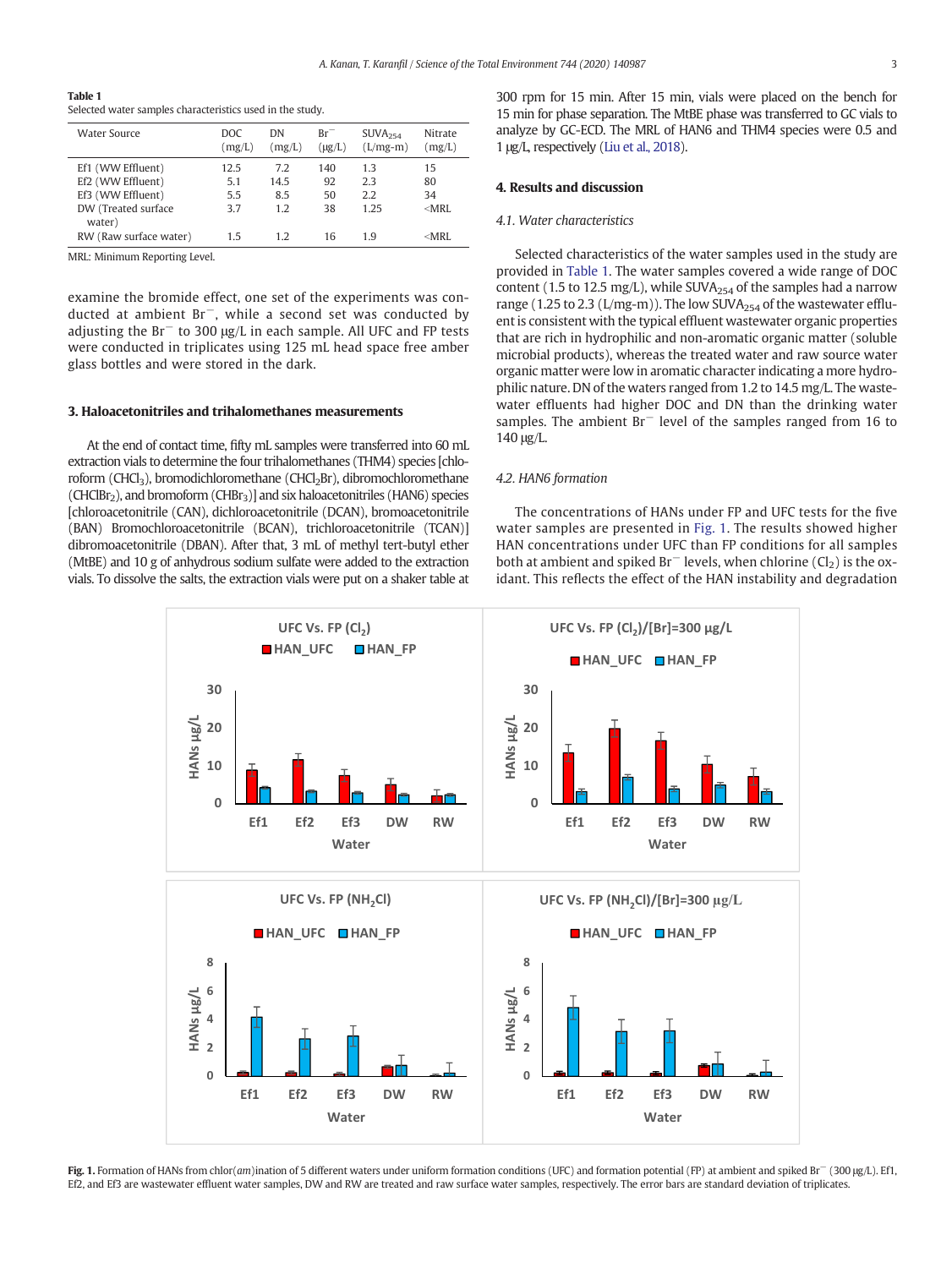**Table 1**
Selected water samples characteristics used in the study.

| Water Source | DOC (mg/L) | DN (mg/L) | $Br^-$ (μg/L) | $SUVA_{254}$ (L/mg-m) | Nitrate (mg/L) |
|---|---|---|---|---|---|
| Ef1 (WW Effluent) | 12.5 | 7.2 | 140 | 1.3 | 15 |
| Ef2 (WW Effluent) | 5.1 | 14.5 | 92 | 2.3 | 80 |
| Ef3 (WW Effluent) | 5.5 | 8.5 | 50 | 2.2 | 34 |
| DW (Treated surface water) | 3.7 | 1.2 | 38 | 1.25 | <MRL |
| RW (Raw surface water) | 1.5 | 1.2 | 16 | 1.9 | <MRL |

MRL: Minimum Reporting Level.

examine the bromide effect, one set of the experiments was conducted at ambient $Br^-$, while a second set was conducted by adjusting the $Br^-$ to 300 μg/L in each sample. All UFC and FP tests were conducted in triplicates using 125 mL head space free amber glass bottles and were stored in the dark.

## 3. Haloacetonitriles and trihalomethanes measurements

At the end of contact time, fifty mL samples were transferred into 60 mL extraction vials to determine the four trihalomethanes (THM4) species [chloroform ($CHCl_3$), bromodichloromethane ($CHCl_2Br$), dibromochloromethane ($CHClBr_2$), and bromoform ($CHBr_3$)] and six haloacetonitriles (HAN6) species [chloroacetonitrile (CAN), dichloroacetonitrile (DCAN), bromoacetonitrile (BAN) Bromochloroacetonitrile (BCAN), trichloroacetonitrile (TCAN)] dibromoacetonitrile (DBAN). After that, 3 mL of methyl tert-butyl ether (MtBE) and 10 g of anhydrous sodium sulfate were added to the extraction vials. To dissolve the salts, the extraction vials were put on a shaker table at 300 rpm for 15 min. After 15 min, vials were placed on the bench for 15 min for phase separation. The MtBE phase was transferred to GC vials to analyze by GC-ECD. The MRL of HAN6 and THM4 species were 0.5 and 1 μg/L, respectively (Liu et al., 2018).

## 4. Results and discussion

### 4.1. Water characteristics

Selected characteristics of the water samples used in the study are provided in Table 1. The water samples covered a wide range of DOC content (1.5 to 12.5 mg/L), while $SUVA_{254}$ of the samples had a narrow range (1.25 to 2.3 (L/mg-m)). The low $SUVA_{254}$ of the wastewater effluent is consistent with the typical effluent wastewater organic properties that are rich in hydrophilic and non-aromatic organic matter (soluble microbial products), whereas the treated water and raw source water organic matter were low in aromatic character indicating a more hydrophilic nature. DN of the waters ranged from 1.2 to 14.5 mg/L. The wastewater effluents had higher DOC and DN than the drinking water samples. The ambient $Br^-$ level of the samples ranged from 16 to 140 μg/L.

### 4.2. HAN6 formation

The concentrations of HANs under FP and UFC tests for the five water samples are presented in Fig. 1. The results showed higher HAN concentrations under UFC than FP conditions for all samples both at ambient and spiked $Br^-$ levels, when chlorine ($Cl_2$) is the oxidant. This reflects the effect of the HAN instability and degradation

**Fig. 1.** Formation of HANs from chlor(*am*)ination of 5 different waters under uniform formation conditions (UFC) and formation potential (FP) at ambient and spiked $Br^-$ (300 μg/L). Ef1, Ef2, and Ef3 are wastewater effluent water samples, DW and RW are treated and raw surface water samples, respectively. The error bars are standard deviation of triplicates.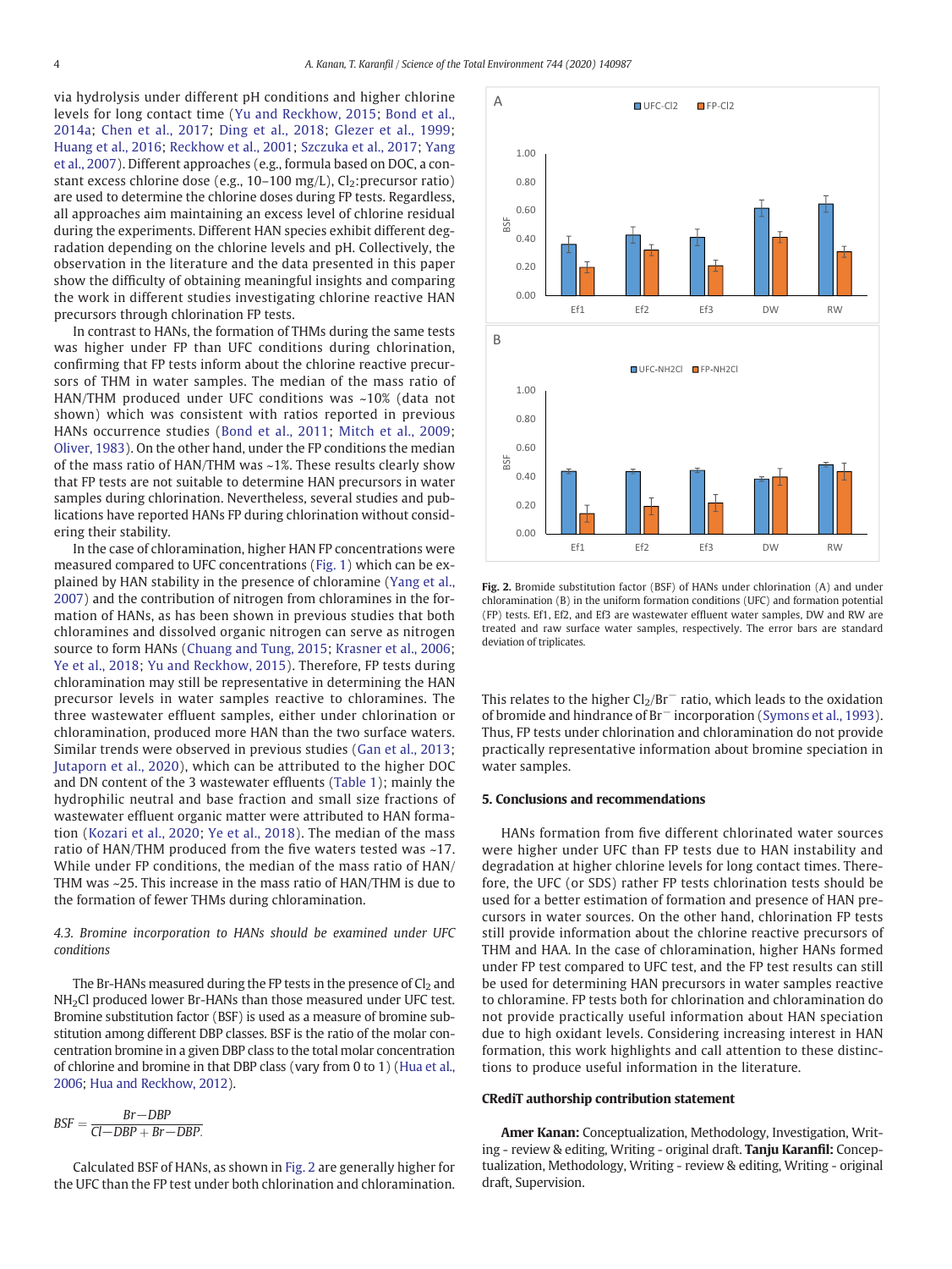via hydrolysis under different pH conditions and higher chlorine levels for long contact time (Yu and Reckhow, 2015; Bond et al., 2014a; Chen et al., 2017; Ding et al., 2018; Glezer et al., 1999; Huang et al., 2016; Reckhow et al., 2001; Szczuka et al., 2017; Yang et al., 2007). Different approaches (e.g., formula based on DOC, a constant excess chlorine dose (e.g., 10–100 mg/L), $Cl_2$:precursor ratio) are used to determine the chlorine doses during FP tests. Regardless, all approaches aim maintaining an excess level of chlorine residual during the experiments. Different HAN species exhibit different degradation depending on the chlorine levels and pH. Collectively, the observation in the literature and the data presented in this paper show the difficulty of obtaining meaningful insights and comparing the work in different studies investigating chlorine reactive HAN precursors through chlorination FP tests.

In contrast to HANs, the formation of THMs during the same tests was higher under FP than UFC conditions during chlorination, confirming that FP tests inform about the chlorine reactive precursors of THM in water samples. The median of the mass ratio of HAN/THM produced under UFC conditions was ~10% (data not shown) which was consistent with ratios reported in previous HANs occurrence studies (Bond et al., 2011; Mitch et al., 2009; Oliver, 1983). On the other hand, under the FP conditions the median of the mass ratio of HAN/THM was ~1%. These results clearly show that FP tests are not suitable to determine HAN precursors in water samples during chlorination. Nevertheless, several studies and publications have reported HANs FP during chlorination without considering their stability.

In the case of chloramination, higher HAN FP concentrations were measured compared to UFC concentrations (Fig. 1) which can be explained by HAN stability in the presence of chloramine (Yang et al., 2007) and the contribution of nitrogen from chloramines in the formation of HANs, as has been shown in previous studies that both chloramines and dissolved organic nitrogen can serve as nitrogen source to form HANs (Chuang and Tung, 2015; Krasner et al., 2006; Ye et al., 2018; Yu and Reckhow, 2015). Therefore, FP tests during chloramination may still be representative in determining the HAN precursor levels in water samples reactive to chloramines. The three wastewater effluent samples, either under chlorination or chloramination, produced more HAN than the two surface waters. Similar trends were observed in previous studies (Gan et al., 2013; Jutaporn et al., 2020), which can be attributed to the higher DOC and DN content of the 3 wastewater effluents (Table 1); mainly the hydrophilic neutral and base fraction and small size fractions of wastewater effluent organic matter were attributed to HAN formation (Kozari et al., 2020; Ye et al., 2018). The median of the mass ratio of HAN/THM produced from the five waters tested was ~17. While under FP conditions, the median of the mass ratio of HAN/THM was ~25. This increase in the mass ratio of HAN/THM is due to the formation of fewer THMs during chloramination.

### *4.3. Bromine incorporation to HANs should be examined under UFC conditions*

The Br-HANs measured during the FP tests in the presence of $Cl_2$ and $NH_2Cl$ produced lower Br-HANs than those measured under UFC test. Bromine substitution factor (BSF) is used as a measure of bromine substitution among different DBP classes. BSF is the ratio of the molar concentration bromine in a given DBP class to the total molar concentration of chlorine and bromine in that DBP class (vary from 0 to 1) (Hua et al., 2006; Hua and Reckhow, 2012).

$$BSF = \frac{Br-DBP}{Cl-DBP + Br-DBP}.$$

Calculated BSF of HANs, as shown in Fig. 2 are generally higher for the UFC than the FP test under both chlorination and chloramination. This relates to the higher $Cl_2/Br^-$ ratio, which leads to the oxidation of bromide and hindrance of $Br^-$ incorporation (Symons et al., 1993). Thus, FP tests under chlorination and chloramination do not provide practically representative information about bromine speciation in water samples.

Fig. 2. Bromide substitution factor (BSF) of HANs under chlorination (A) and under chloramination (B) in the uniform formation conditions (UFC) and formation potential (FP) tests. Ef1, Ef2, and Ef3 are wastewater effluent water samples, DW and RW are treated and raw surface water samples, respectively. The error bars are standard deviation of triplicates.

## 5. Conclusions and recommendations

HANs formation from five different chlorinated water sources were higher under UFC than FP tests due to HAN instability and degradation at higher chlorine levels for long contact times. Therefore, the UFC (or SDS) rather FP tests chlorination tests should be used for a better estimation of formation and presence of HAN precursors in water sources. On the other hand, chlorination FP tests still provide information about the chlorine reactive precursors of THM and HAA. In the case of chloramination, higher HANs formed under FP test compared to UFC test, and the FP test results can still be used for determining HAN precursors in water samples reactive to chloramine. FP tests both for chlorination and chloramination do not provide practically useful information about HAN speciation due to high oxidant levels. Considering increasing interest in HAN formation, this work highlights and call attention to these distinctions to produce useful information in the literature.

## CRediT authorship contribution statement

**Amer Kanan:** Conceptualization, Methodology, Investigation, Writing - review & editing, Writing - original draft. **Tanju Karanfil:** Conceptualization, Methodology, Writing - review & editing, Writing - original draft, Supervision.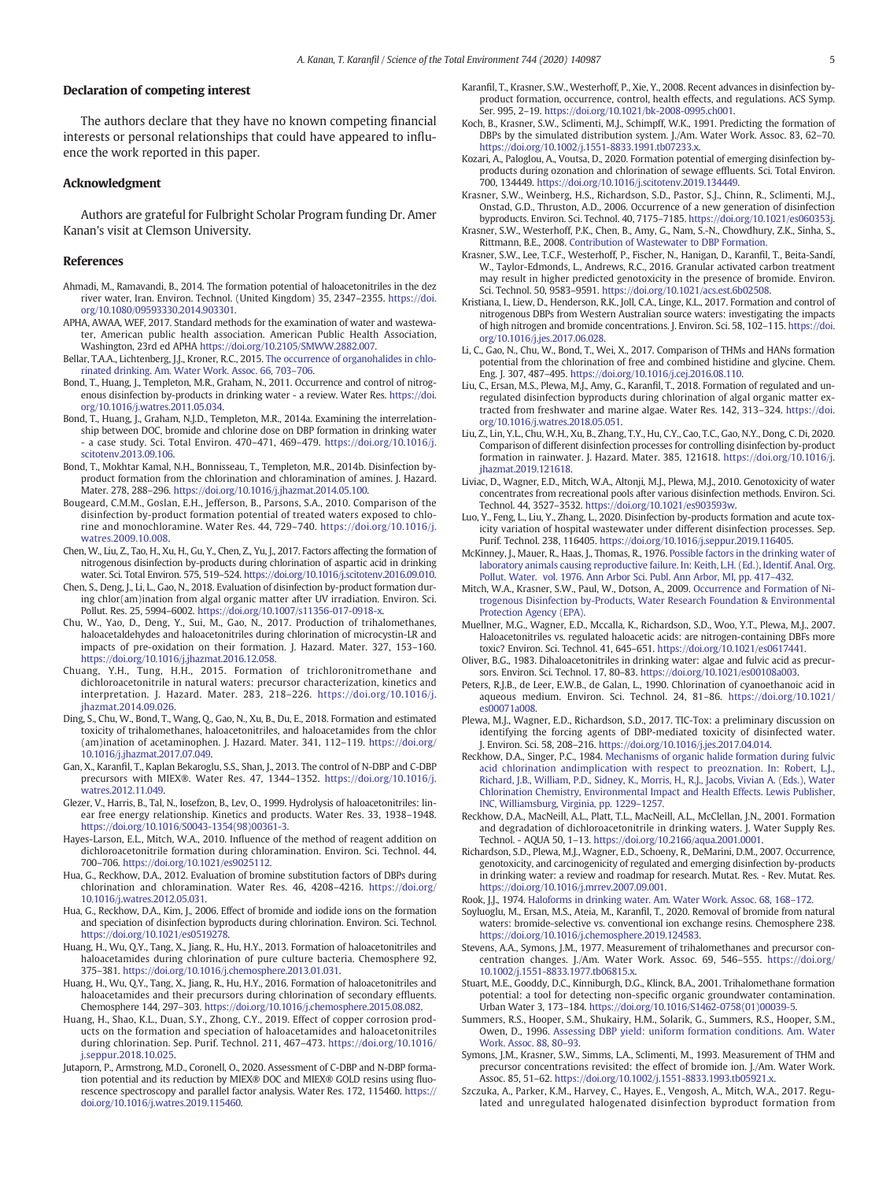## Declaration of competing interest

The authors declare that they have no known competing financial interests or personal relationships that could have appeared to influence the work reported in this paper.

## Acknowledgment

Authors are grateful for Fulbright Scholar Program funding Dr. Amer Kanan's visit at Clemson University.

## References

Ahmadi, M., Ramavandi, B., 2014. The formation potential of haloacetonitriles in the dez river water, Iran. Environ. Technol. (United Kingdom) 35, 2347–2355. https://doi.org/10.1080/09593330.2014.903301.

APHA, AWAA, WEF, 2017. Standard methods for the examination of water and wastewater, American public health association. American Public Health Association, Washington, 23rd ed APHA https://doi.org/10.2105/SMWW.2882.007.

Bellar, T.A.A., Lichtenberg, J.J., Kroner, R.C., 2015. The occurrence of organohalides in chlorinated drinking. Am. Water Work. Assoc. 66, 703–706.

Bond, T., Huang, J., Templeton, M.R., Graham, N., 2011. Occurrence and control of nitrogenous disinfection by-products in drinking water - a review. Water Res. https://doi.org/10.1016/j.watres.2011.05.034.

Bond, T., Huang, J., Graham, N.J.D., Templeton, M.R., 2014a. Examining the interrelationship between DOC, bromide and chlorine dose on DBP formation in drinking water - a case study. Sci. Total Environ. 470–471, 469–479. https://doi.org/10.1016/j.scitotenv.2013.09.106.

Bond, T., Mokhtar Kamal, N.H., Bonnisseau, T., Templeton, M.R., 2014b. Disinfection by-product formation from the chlorination and chloramination of amines. J. Hazard. Mater. 278, 288–296. https://doi.org/10.1016/j.jhazmat.2014.05.100.

Bougeard, C.M.M., Goslan, E.H., Jefferson, B., Parsons, S.A., 2010. Comparison of the disinfection by-product formation potential of treated waters exposed to chlorine and monochloramine. Water Res. 44, 729–740. https://doi.org/10.1016/j.watres.2009.10.008.

Chen, W., Liu, Z., Tao, H., Xu, H., Gu, Y., Chen, Z., Yu, J., 2017. Factors affecting the formation of nitrogenous disinfection by-products during chlorination of aspartic acid in drinking water. Sci. Total Environ. 575, 519–524. https://doi.org/10.1016/j.scitotenv.2016.09.010.

Chen, S., Deng, J., Li, L., Gao, N., 2018. Evaluation of disinfection by-product formation during chlor(am)ination from algal organic matter after UV irradiation. Environ. Sci. Pollut. Res. 25, 5994–6002. https://doi.org/10.1007/s11356-017-0918-x.

Chu, W., Yao, D., Deng, Y., Sui, M., Gao, N., 2017. Production of trihalomethanes, haloacetaldehydes and haloacetonitriles during chlorination of microcystin-LR and impacts of pre-oxidation on their formation. J. Hazard. Mater. 327, 153–160. https://doi.org/10.1016/j.jhazmat.2016.12.058.

Chuang, Y.H., Tung, H.H., 2015. Formation of trichloronitromethane and dichloroacetonitrile in natural waters: precursor characterization, kinetics and interpretation. J. Hazard. Mater. 283, 218–226. https://doi.org/10.1016/j.jhazmat.2014.09.026.

Ding, S., Chu, W., Bond, T., Wang, Q., Gao, N., Xu, B., Du, E., 2018. Formation and estimated toxicity of trihalomethanes, haloacetonitriles, and haloacetamides from the chlor(am)ination of acetaminophen. J. Hazard. Mater. 341, 112–119. https://doi.org/10.1016/j.jhazmat.2017.07.049.

Gan, X., Karanfil, T., Kaplan Bekaroglu, S.S., Shan, J., 2013. The control of N-DBP and C-DBP precursors with MIEX®. Water Res. 47, 1344–1352. https://doi.org/10.1016/j.watres.2012.11.049.

Glezer, V., Harris, B., Tal, N., Iosefzon, B., Lev, O., 1999. Hydrolysis of haloacetonitriles: linear free energy relationship. Kinetics and products. Water Res. 33, 1938–1948. https://doi.org/10.1016/S0043-1354(98)00361-3.

Hayes-Larson, E.L., Mitch, W.A., 2010. Influence of the method of reagent addition on dichloroacetonitrile formation during chloramination. Environ. Sci. Technol. 44, 700–706. https://doi.org/10.1021/es9025112.

Hua, G., Reckhow, D.A., 2012. Evaluation of bromine substitution factors of DBPs during chlorination and chloramination. Water Res. 46, 4208–4216. https://doi.org/10.1016/j.watres.2012.05.031.

Hua, G., Reckhow, D.A., Kim, J., 2006. Effect of bromide and iodide ions on the formation and speciation of disinfection byproducts during chlorination. Environ. Sci. Technol. https://doi.org/10.1021/es0519278.

Huang, H., Wu, Q.Y., Tang, X., Jiang, R., Hu, H.Y., 2013. Formation of haloacetonitriles and haloacetamides during chlorination of pure culture bacteria. Chemosphere 92, 375–381. https://doi.org/10.1016/j.chemosphere.2013.01.031.

Huang, H., Wu, Q.Y., Tang, X., Jiang, R., Hu, H.Y., 2016. Formation of haloacetonitriles and haloacetamides and their precursors during chlorination of secondary effluents. Chemosphere 144, 297–303. https://doi.org/10.1016/j.chemosphere.2015.08.082.

Huang, H., Shao, K.L., Duan, S.Y., Zhong, C.Y., 2019. Effect of copper corrosion products on the formation and speciation of haloacetamides and haloacetonitriles during chlorination. Sep. Purif. Technol. 211, 467–473. https://doi.org/10.1016/j.seppur.2018.10.025.

Jutaporn, P., Armstrong, M.D., Coronell, O., 2020. Assessment of C-DBP and N-DBP formation potential and its reduction by MIEX® DOC and MIEX® GOLD resins using fluorescence spectroscopy and parallel factor analysis. Water Res. 172, 115460. https://doi.org/10.1016/j.watres.2019.115460.

Karanfil, T., Krasner, S.W., Westerhoff, P., Xie, Y., 2008. Recent advances in disinfection by-product formation, occurrence, control, health effects, and regulations. ACS Symp. Ser. 995, 2–19. https://doi.org/10.1021/bk-2008-0995.ch001.

Koch, B., Krasner, S.W., Sclimenti, M.J., Schimpff, W.K., 1991. Predicting the formation of DBPs by the simulated distribution system. J./Am. Water Work. Assoc. 83, 62–70. https://doi.org/10.1002/j.1551-8833.1991.tb07233.x.

Kozari, A., Paloglou, A., Voutsa, D., 2020. Formation potential of emerging disinfection by-products during ozonation and chlorination of sewage effluents. Sci. Total Environ. 700, 134449. https://doi.org/10.1016/j.scitotenv.2019.134449.

Krasner, S.W., Weinberg, H.S., Richardson, S.D., Pastor, S.J., Chinn, R., Sclimenti, M.J., Onstad, G.D., Thruston, A.D., 2006. Occurrence of a new generation of disinfection byproducts. Environ. Sci. Technol. 40, 7175–7185. https://doi.org/10.1021/es060353j.

Krasner, S.W., Westerhoff, P.K., Chen, B., Amy, G., Nam, S.-N., Chowdhury, Z.K., Sinha, S., Rittmann, B.E., 2008. Contribution of Wastewater to DBP Formation.

Krasner, S.W., Lee, T.C.F., Westerhoff, P., Fischer, N., Hanigan, D., Karanfil, T., Beita-Sandí, W., Taylor-Edmonds, L., Andrews, R.C., 2016. Granular activated carbon treatment may result in higher predicted genotoxicity in the presence of bromide. Environ. Sci. Technol. 50, 9583–9591. https://doi.org/10.1021/acs.est.6b02508.

Kristiana, I., Liew, D., Henderson, R.K., Joll, C.A., Linge, K.L., 2017. Formation and control of nitrogenous DBPs from Western Australian source waters: investigating the impacts of high nitrogen and bromide concentrations. J. Environ. Sci. 58, 102–115. https://doi.org/10.1016/j.jes.2017.06.028.

Li, C., Gao, N., Chu, W., Bond, T., Wei, X., 2017. Comparison of THMs and HANs formation potential from the chlorination of free and combined histidine and glycine. Chem. Eng. J. 307, 487–495. https://doi.org/10.1016/j.cej.2016.08.110.

Liu, C., Ersan, M.S., Plewa, M.J., Amy, G., Karanfil, T., 2018. Formation of regulated and unregulated disinfection byproducts during chlorination of algal organic matter extracted from freshwater and marine algae. Water Res. 142, 313–324. https://doi.org/10.1016/j.watres.2018.05.051.

Liu, Z., Lin, Y.L., Chu, W.H., Xu, B., Zhang, T.Y., Hu, C.Y., Cao, T.C., Gao, N.Y., Dong, C. Di, 2020. Comparison of different disinfection processes for controlling disinfection by-product formation in rainwater. J. Hazard. Mater. 385, 121618. https://doi.org/10.1016/j.jhazmat.2019.121618.

Liviac, D., Wagner, E.D., Mitch, W.A., Altonji, M.J., Plewa, M.J., 2010. Genotoxicity of water concentrates from recreational pools after various disinfection methods. Environ. Sci. Technol. 44, 3527–3532. https://doi.org/10.1021/es903593w.

Luo, Y., Feng, L., Liu, Y., Zhang, L., 2020. Disinfection by-products formation and acute toxicity variation of hospital wastewater under different disinfection processes. Sep. Purif. Technol. 238, 116405. https://doi.org/10.1016/j.seppur.2019.116405.

McKinney, J., Mauer, R., Haas, J., Thomas, R., 1976. Possible factors in the drinking water of laboratory animals causing reproductive failure. In: Keith, L.H. (Ed.), Identif. Anal. Org. Pollut. Water. vol. 1976. Ann Arbor Sci. Publ. Ann Arbor, MI, pp. 417–432.

Mitch, W.A., Krasner, S.W., Paul, W., Dotson, A., 2009. Occurrence and Formation of Nitrogenous Disinfection by-Products, Water Research Foundation & Environmental Protection Agency (EPA).

Muellner, M.G., Wagner, E.D., Mccalla, K., Richardson, S.D., Woo, Y.T., Plewa, M.J., 2007. Haloacetonitriles vs. regulated haloacetic acids: are nitrogen-containing DBFs more toxic? Environ. Sci. Technol. 41, 645–651. https://doi.org/10.1021/es0617441.

Oliver, B.G., 1983. Dihaloacetonitriles in drinking water: algae and fulvic acid as precursors. Environ. Sci. Technol. 17, 80–83. https://doi.org/10.1021/es00108a003.

Peters, R.J.B., de Leer, E.W.B., de Galan, L., 1990. Chlorination of cyanoethanoic acid in aqueous medium. Environ. Sci. Technol. 24, 81–86. https://doi.org/10.1021/es00071a008.

Plewa, M.J., Wagner, E.D., Richardson, S.D., 2017. TIC-Tox: a preliminary discussion on identifying the forcing agents of DBP-mediated toxicity of disinfected water. J. Environ. Sci. 58, 208–216. https://doi.org/10.1016/j.jes.2017.04.014.

Reckhow, D.A., Singer, P.C., 1984. Mechanisms of organic halide formation during fulvic acid chlorination andimplication with respect to preoznation. In: Robert, L.J., Richard, J.B., William, P.D., Sidney, K., Morris, H., R.J., Jacobs, Vivian A. (Eds.), Water Chlorination Chemistry, Environmental Impact and Health Effects. Lewis Publisher, INC, Williamsburg, Virginia, pp. 1229–1257.

Reckhow, D.A., MacNeill, A.L., Platt, T.L., MacNeill, A.L., McClellan, J.N., 2001. Formation and degradation of dichloroacetonitrile in drinking waters. J. Water Supply Res. Technol. - AQUA 50, 1–13. https://doi.org/10.2166/aqua.2001.0001.

Richardson, S.D., Plewa, M.J., Wagner, E.D., Schoeny, R., DeMarini, D.M., 2007. Occurrence, genotoxicity, and carcinogenicity of regulated and emerging disinfection by-products in drinking water: a review and roadmap for research. Mutat. Res. - Rev. Mutat. Res. https://doi.org/10.1016/j.mrrev.2007.09.001.

Rook, J.J., 1974. Haloforms in drinking water. Am. Water Work. Assoc. 68, 168–172.

Soyluoglu, M., Ersan, M.S., Ateia, M., Karanfil, T., 2020. Removal of bromide from natural waters: bromide-selective vs. conventional ion exchange resins. Chemosphere 238. https://doi.org/10.1016/j.chemosphere.2019.124583.

Stevens, A.A., Symons, J.M., 1977. Measurement of trihalomethanes and precursor concentration changes. J./Am. Water Work. Assoc. 69, 546–555. https://doi.org/10.1002/j.1551-8833.1977.tb06815.x.

Stuart, M.E., Gooddy, D.C., Kinniburgh, D.G., Klinck, B.A., 2001. Trihalomethane formation potential: a tool for detecting non-specific organic groundwater contamination. Urban Water 3, 173–184. https://doi.org/10.1016/S1462-0758(01)00039-5.

Summers, R.S., Hooper, S.M., Shukairy, H.M., Solarik, G., Summers, R.S., Hooper, S.M., Owen, D., 1996. Assessing DBP yield: uniform formation conditions. Am. Water Work. Assoc. 88, 80–93.

Symons, J.M., Krasner, S.W., Simms, L.A., Sclimenti, M., 1993. Measurement of THM and precursor concentrations revisited: the effect of bromide ion. J./Am. Water Work. Assoc. 85, 51–62. https://doi.org/10.1002/j.1551-8833.1993.tb05921.x.

Szczuka, A., Parker, K.M., Harvey, C., Hayes, E., Vengosh, A., Mitch, W.A., 2017. Regulated and unregulated halogenated disinfection byproduct formation from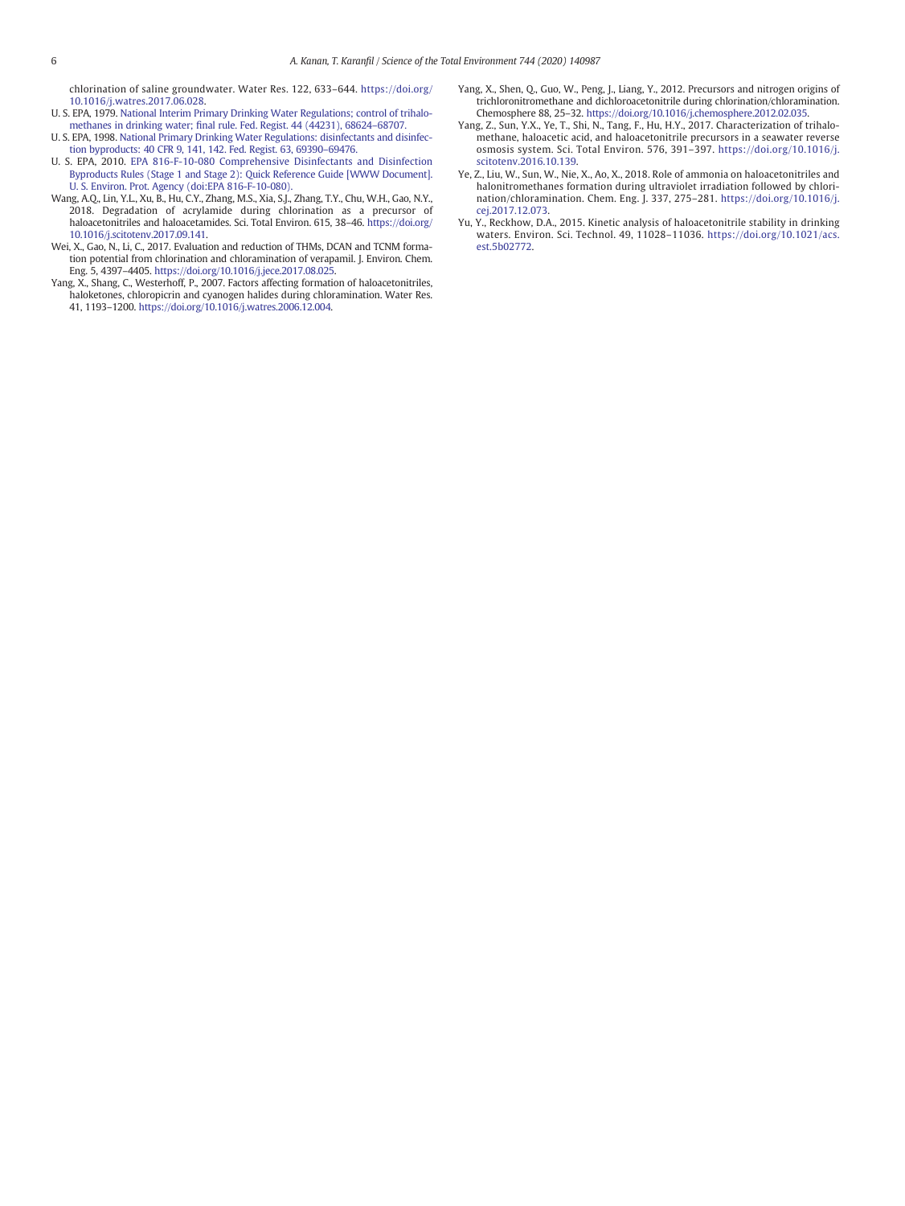chlorination of saline groundwater. Water Res. 122, 633–644. https://doi.org/10.1016/j.watres.2017.06.028.

U. S. EPA, 1979. National Interim Primary Drinking Water Regulations; control of trihalomethanes in drinking water; final rule. Fed. Regist. 44 (44231), 68624–68707.

U. S. EPA, 1998. National Primary Drinking Water Regulations: disinfectants and disinfection byproducts: 40 CFR 9, 141, 142. Fed. Regist. 63, 69390–69476.

U. S. EPA, 2010. EPA 816-F-10-080 Comprehensive Disinfectants and Disinfection Byproducts Rules (Stage 1 and Stage 2): Quick Reference Guide [WWW Document]. U. S. Environ. Prot. Agency (doi:EPA 816-F-10-080).

Wang, A.Q., Lin, Y.L., Xu, B., Hu, C.Y., Zhang, M.S., Xia, S.J., Zhang, T.Y., Chu, W.H., Gao, N.Y., 2018. Degradation of acrylamide during chlorination as a precursor of haloacetonitriles and haloacetamides. Sci. Total Environ. 615, 38–46. https://doi.org/10.1016/j.scitotenv.2017.09.141.

Wei, X., Gao, N., Li, C., 2017. Evaluation and reduction of THMs, DCAN and TCNM formation potential from chlorination and chloramination of verapamil. J. Environ. Chem. Eng. 5, 4397–4405. https://doi.org/10.1016/j.jece.2017.08.025.

Yang, X., Shang, C., Westerhoff, P., 2007. Factors affecting formation of haloacetonitriles, haloketones, chloropicrin and cyanogen halides during chloramination. Water Res. 41, 1193–1200. https://doi.org/10.1016/j.watres.2006.12.004.

Yang, X., Shen, Q., Guo, W., Peng, J., Liang, Y., 2012. Precursors and nitrogen origins of trichloronitromethane and dichloroacetonitrile during chlorination/chloramination. Chemosphere 88, 25–32. https://doi.org/10.1016/j.chemosphere.2012.02.035.

Yang, Z., Sun, Y.X., Ye, T., Shi, N., Tang, F., Hu, H.Y., 2017. Characterization of trihalomethane, haloacetic acid, and haloacetonitrile precursors in a seawater reverse osmosis system. Sci. Total Environ. 576, 391–397. https://doi.org/10.1016/j.scitotenv.2016.10.139.

Ye, Z., Liu, W., Sun, W., Nie, X., Ao, X., 2018. Role of ammonia on haloacetonitriles and halonitromethanes formation during ultraviolet irradiation followed by chlorination/chloramination. Chem. Eng. J. 337, 275–281. https://doi.org/10.1016/j.cej.2017.12.073.

Yu, Y., Reckhow, D.A., 2015. Kinetic analysis of haloacetonitrile stability in drinking waters. Environ. Sci. Technol. 49, 11028–11036. https://doi.org/10.1021/acs.est.5b02772.